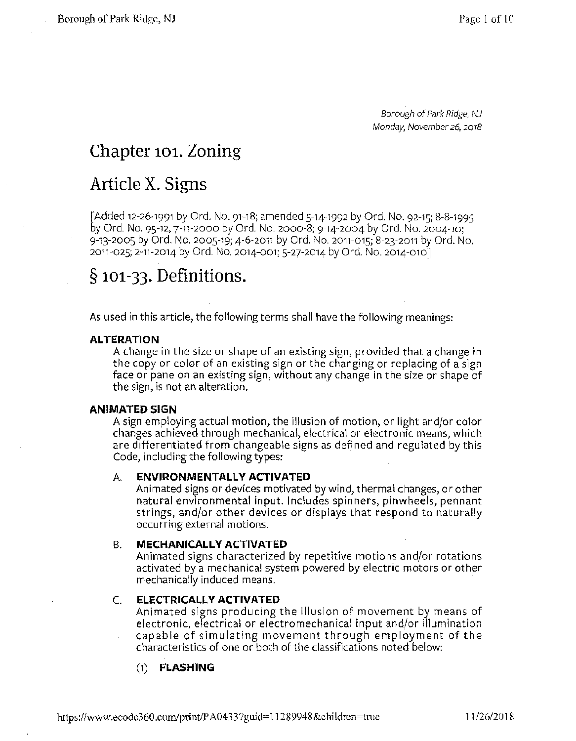*Borough of Park Ridge, NJ*
*Monday, November 26, 2018*

# Chapter 101. Zoning

# Article X. Signs

[Added 12-26-1991 by Ord. No. 91-18; amended 5-14-1992 by Ord. No. 92-15; 8-8-1995 by Ord. No. 95-12; 7-11-2000 by Ord. No. 2000-8; 9-14-2004 by Ord. No. 2004-10; 9-13-2005 by Ord. No. 2005-19; 4-6-2011 by Ord. No. 2011-015; 8-23-2011 by Ord. No. 2011-025; 2-11-2014 by Ord. No. 2014-001; 5-27-2014 by Ord. No. 2014-010]

# § 101-33. Definitions.

As used in this article, the following terms shall have the following meanings:

**ALTERATION**

A change in the size or shape of an existing sign, provided that a change in the copy or color of an existing sign or the changing or replacing of a sign face or pane on an existing sign, without any change in the size or shape of the sign, is not an alteration.

**ANIMATED SIGN**

A sign employing actual motion, the illusion of motion, or light and/or color changes achieved through mechanical, electrical or electronic means, which are differentiated from changeable signs as defined and regulated by this Code, including the following types:

A. **ENVIRONMENTALLY ACTIVATED**

Animated signs or devices motivated by wind, thermal changes, or other natural environmental input. Includes spinners, pinwheels, pennant strings, and/or other devices or displays that respond to naturally occurring external motions.

B. **MECHANICALLY ACTIVATED**

Animated signs characterized by repetitive motions and/or rotations activated by a mechanical system powered by electric motors or other mechanically induced means.

C. **ELECTRICALLY ACTIVATED**

Animated signs producing the illusion of movement by means of electronic, electrical or electromechanical input and/or illumination capable of simulating movement through employment of the characteristics of one or both of the classifications noted below:

(1) **FLASHING**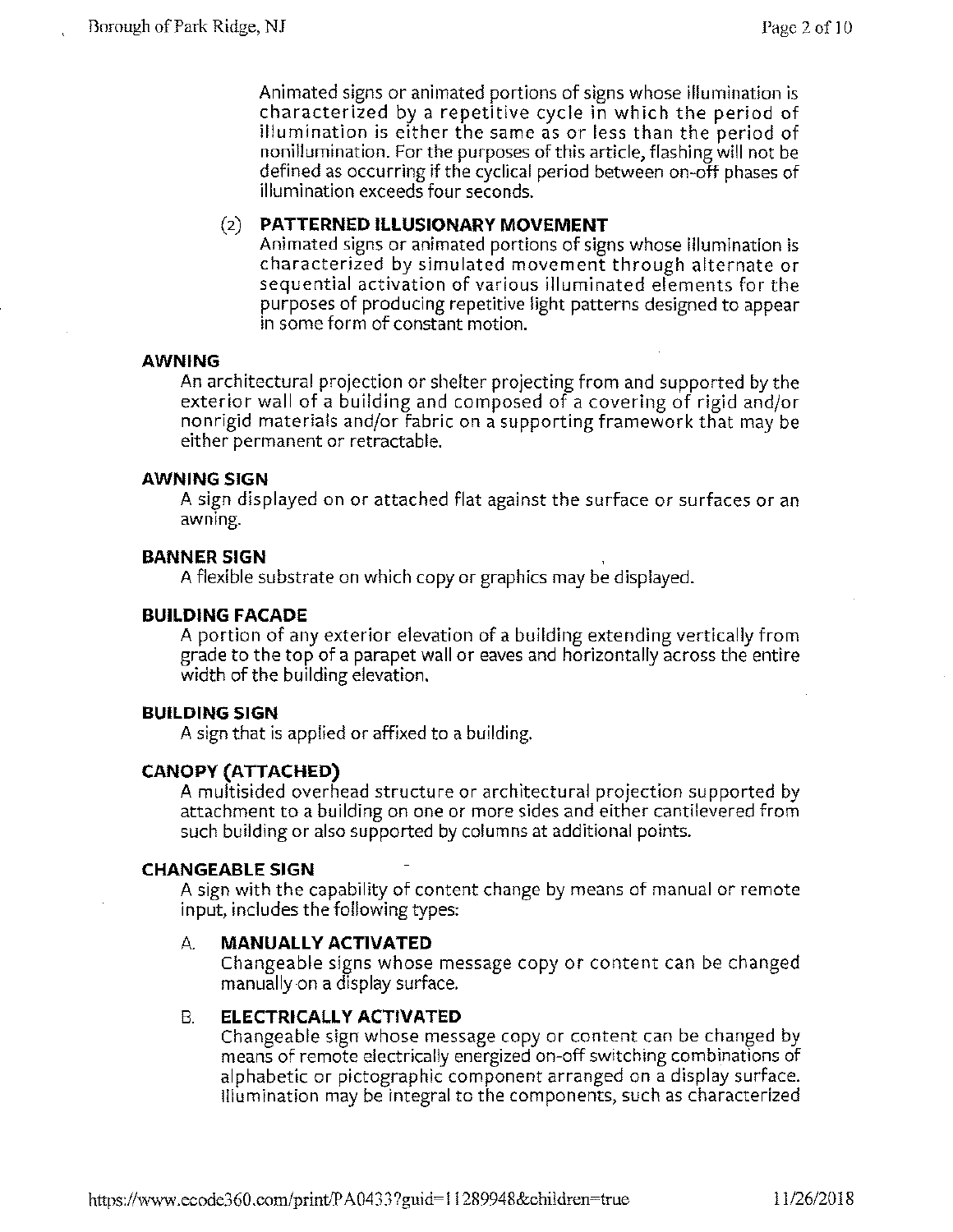Animated signs or animated portions of signs whose illumination is characterized by a repetitive cycle in which the period of illumination is either the same as or less than the period of nonillumination. For the purposes of this article, flashing will not be defined as occurring if the cyclical period between on-off phases of illumination exceeds four seconds.

(2) **PATTERNED ILLUSIONARY MOVEMENT**
Animated signs or animated portions of signs whose illumination is characterized by simulated movement through alternate or sequential activation of various illuminated elements for the purposes of producing repetitive light patterns designed to appear in some form of constant motion.

**AWNING**
An architectural projection or shelter projecting from and supported by the exterior wall of a building and composed of a covering of rigid and/or nonrigid materials and/or fabric on a supporting framework that may be either permanent or retractable.

**AWNING SIGN**
A sign displayed on or attached flat against the surface or surfaces or an awning.

**BANNER SIGN**
A flexible substrate on which copy or graphics may be displayed.

**BUILDING FACADE**
A portion of any exterior elevation of a building extending vertically from grade to the top of a parapet wall or eaves and horizontally across the entire width of the building elevation.

**BUILDING SIGN**
A sign that is applied or affixed to a building.

**CANOPY (ATTACHED)**
A multisided overhead structure or architectural projection supported by attachment to a building on one or more sides and either cantilevered from such building or also supported by columns at additional points.

**CHANGEABLE SIGN**
A sign with the capability of content change by means of manual or remote input, includes the following types:

A. **MANUALLY ACTIVATED**
Changeable signs whose message copy or content can be changed manually on a display surface.

B. **ELECTRICALLY ACTIVATED**
Changeable sign whose message copy or content can be changed by means of remote electrically energized on-off switching combinations of alphabetic or pictographic component arranged on a display surface. Illumination may be integral to the components, such as characterized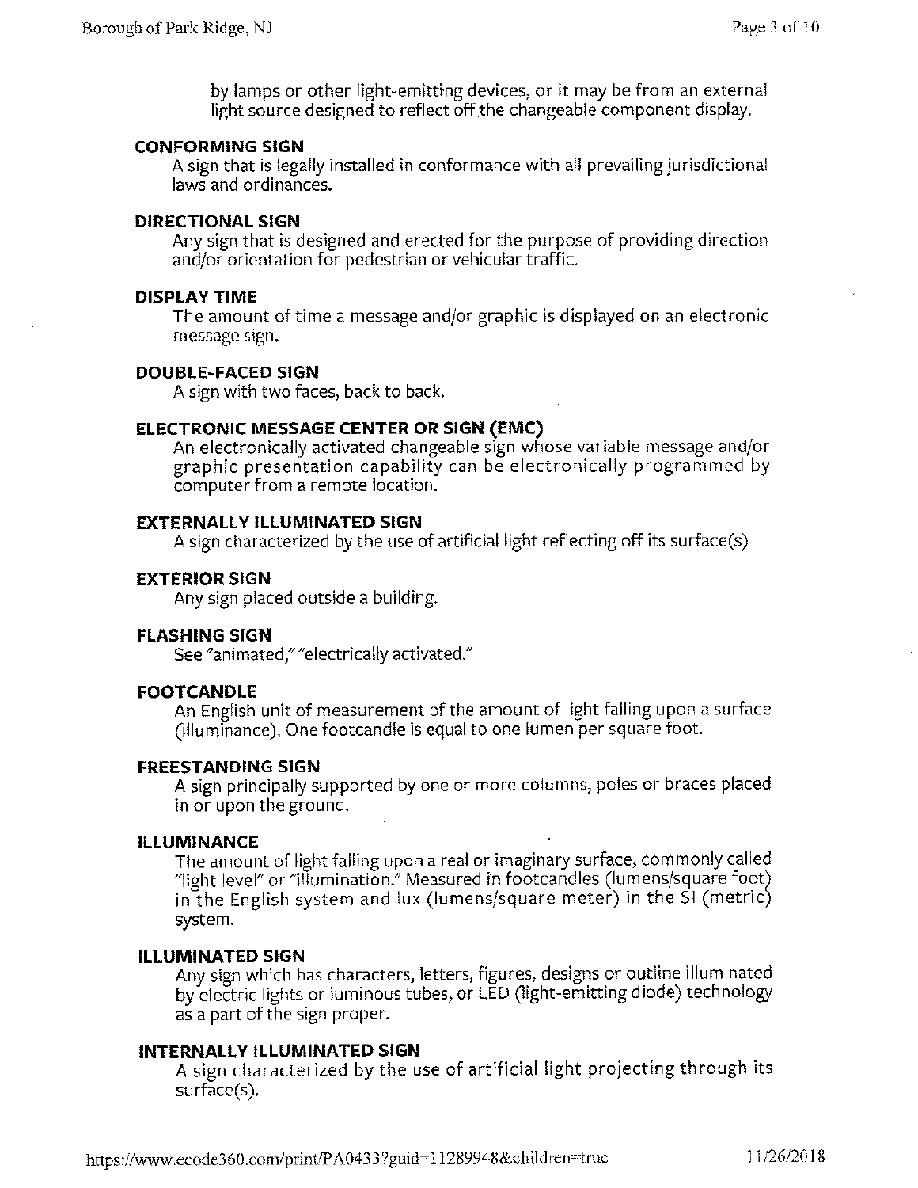by lamps or other light-emitting devices, or it may be from an external light source designed to reflect off the changeable component display.

**CONFORMING SIGN**

A sign that is legally installed in conformance with all prevailing jurisdictional laws and ordinances.

**DIRECTIONAL SIGN**

Any sign that is designed and erected for the purpose of providing direction and/or orientation for pedestrian or vehicular traffic.

**DISPLAY TIME**

The amount of time a message and/or graphic is displayed on an electronic message sign.

**DOUBLE-FACED SIGN**

A sign with two faces, back to back.

**ELECTRONIC MESSAGE CENTER OR SIGN (EMC)**

An electronically activated changeable sign whose variable message and/or graphic presentation capability can be electronically programmed by computer from a remote location.

**EXTERNALLY ILLUMINATED SIGN**

A sign characterized by the use of artificial light reflecting off its surface(s)

**EXTERIOR SIGN**

Any sign placed outside a building.

**FLASHING SIGN**

See "animated," "electrically activated."

**FOOTCANDLE**

An English unit of measurement of the amount of light falling upon a surface (illuminance). One footcandle is equal to one lumen per square foot.

**FREESTANDING SIGN**

A sign principally supported by one or more columns, poles or braces placed in or upon the ground.

**ILLUMINANCE**

The amount of light falling upon a real or imaginary surface, commonly called "light level" or "illumination." Measured in footcandles (lumens/square foot) in the English system and lux (lumens/square meter) in the SI (metric) system.

**ILLUMINATED SIGN**

Any sign which has characters, letters, figures, designs or outline illuminated by electric lights or luminous tubes, or LED (light-emitting diode) technology as a part of the sign proper.

**INTERNALLY ILLUMINATED SIGN**

A sign characterized by the use of artificial light projecting through its surface(s).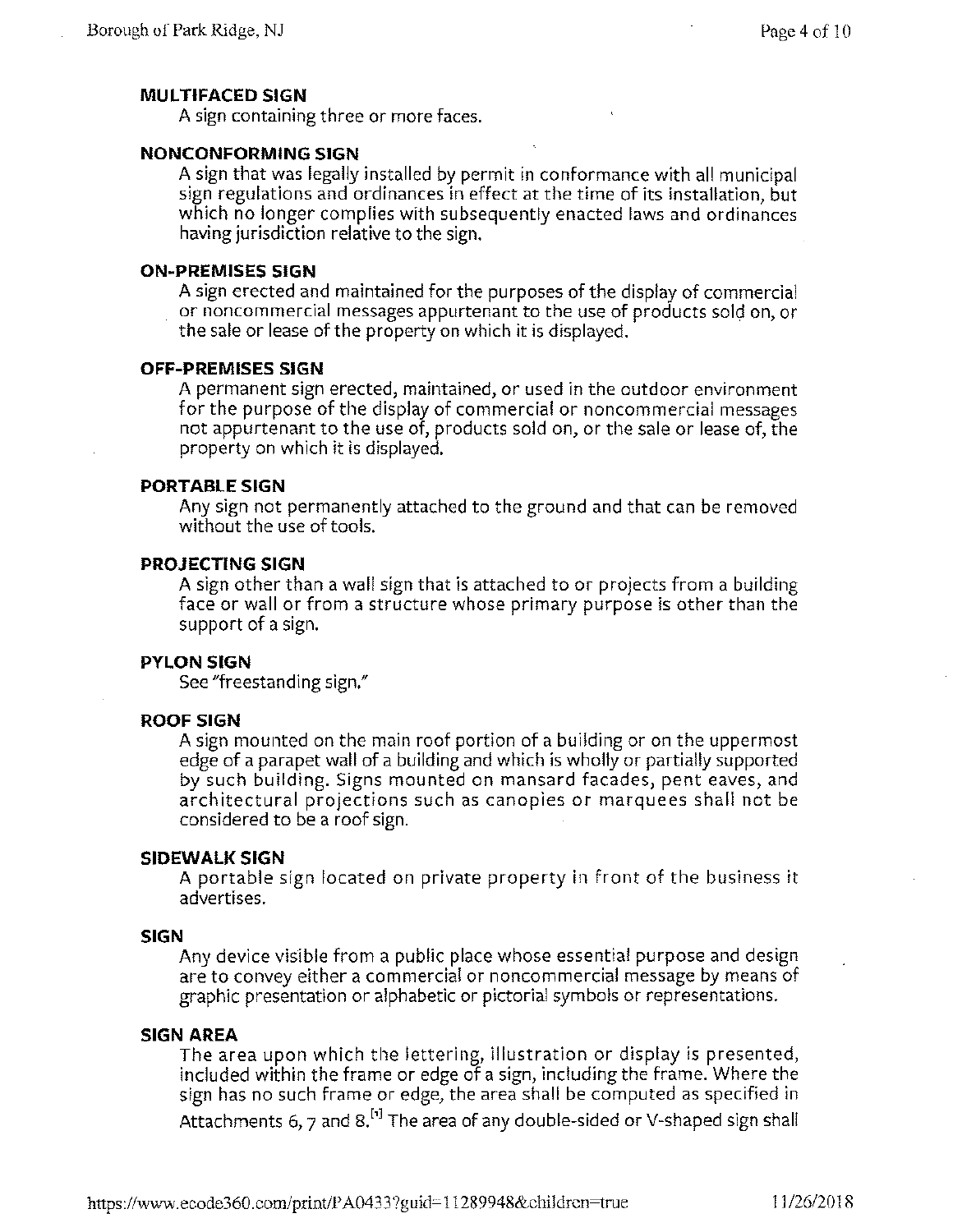**MULTIFACED SIGN**

A sign containing three or more faces.

**NONCONFORMING SIGN**

A sign that was legally installed by permit in conformance with all municipal sign regulations and ordinances in effect at the time of its installation, but which no longer complies with subsequently enacted laws and ordinances having jurisdiction relative to the sign.

**ON-PREMISES SIGN**

A sign erected and maintained for the purposes of the display of commercial or noncommercial messages appurtenant to the use of products sold on, or the sale or lease of the property on which it is displayed.

**OFF-PREMISES SIGN**

A permanent sign erected, maintained, or used in the outdoor environment for the purpose of the display of commercial or noncommercial messages not appurtenant to the use of, products sold on, or the sale or lease of, the property on which it is displayed.

**PORTABLE SIGN**

Any sign not permanently attached to the ground and that can be removed without the use of tools.

**PROJECTING SIGN**

A sign other than a wall sign that is attached to or projects from a building face or wall or from a structure whose primary purpose is other than the support of a sign.

**PYLON SIGN**

See "freestanding sign."

**ROOF SIGN**

A sign mounted on the main roof portion of a building or on the uppermost edge of a parapet wall of a building and which is wholly or partially supported by such building. Signs mounted on mansard facades, pent eaves, and architectural projections such as canopies or marquees shall not be considered to be a roof sign.

**SIDEWALK SIGN**

A portable sign located on private property in front of the business it advertises.

**SIGN**

Any device visible from a public place whose essential purpose and design are to convey either a commercial or noncommercial message by means of graphic presentation or alphabetic or pictorial symbols or representations.

**SIGN AREA**

The area upon which the lettering, illustration or display is presented, included within the frame or edge of a sign, including the frame. Where the sign has no such frame or edge, the area shall be computed as specified in Attachments 6, 7 and 8.[1] The area of any double-sided or V-shaped sign shall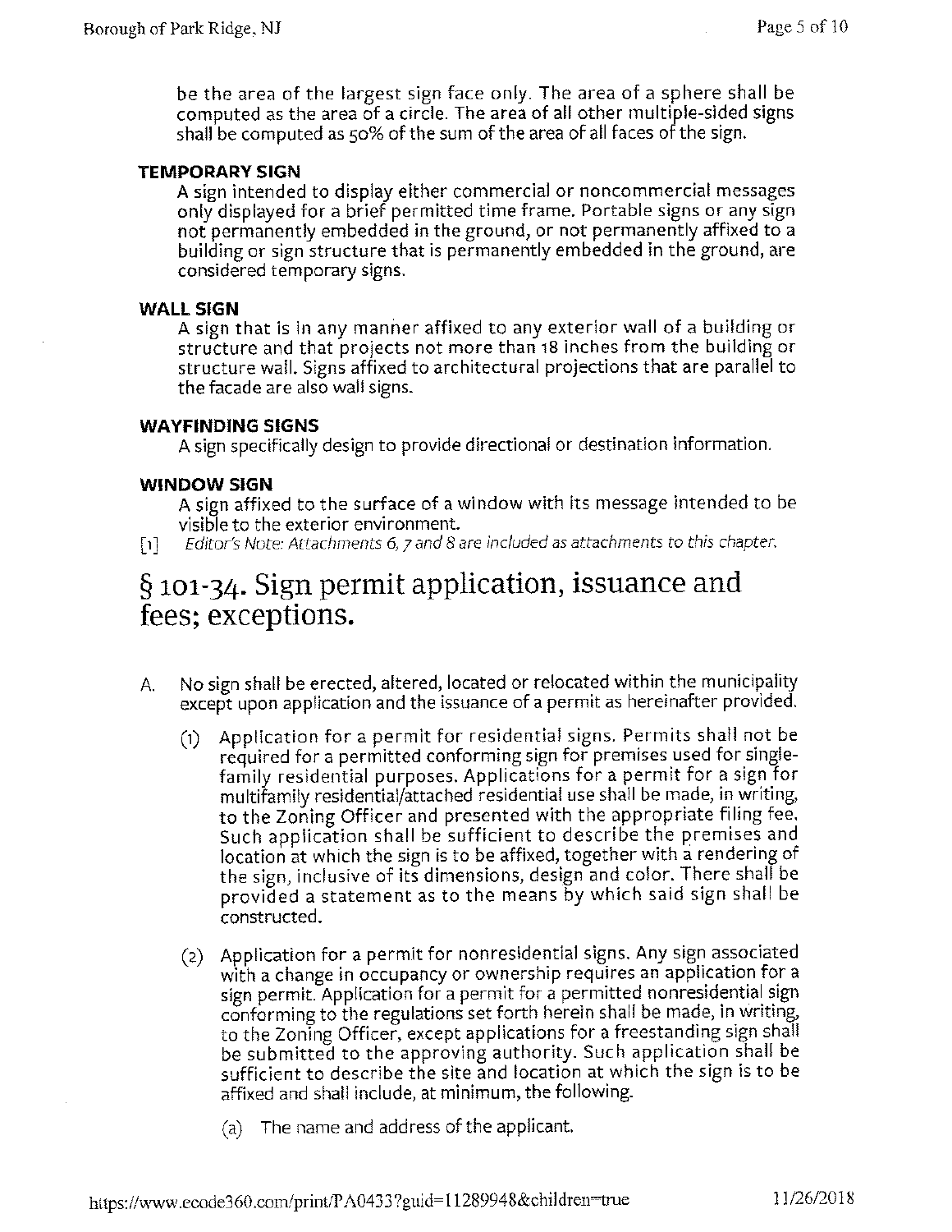be the area of the largest sign face only. The area of a sphere shall be computed as the area of a circle. The area of all other multiple-sided signs shall be computed as 50% of the sum of the area of all faces of the sign.

**TEMPORARY SIGN**

A sign intended to display either commercial or noncommercial messages only displayed for a brief permitted time frame. Portable signs or any sign not permanently embedded in the ground, or not permanently affixed to a building or sign structure that is permanently embedded in the ground, are considered temporary signs.

**WALL SIGN**

A sign that is in any manner affixed to any exterior wall of a building or structure and that projects not more than 18 inches from the building or structure wall. Signs affixed to architectural projections that are parallel to the facade are also wall signs.

**WAYFINDING SIGNS**

A sign specifically design to provide directional or destination information.

**WINDOW SIGN**

A sign affixed to the surface of a window with its message intended to be visible to the exterior environment.

[1] *Editor's Note: Attachments 6, 7 and 8 are included as attachments to this chapter.*

# § 101-34. Sign permit application, issuance and fees; exceptions.

A. No sign shall be erected, altered, located or relocated within the municipality except upon application and the issuance of a permit as hereinafter provided.

(1) Application for a permit for residential signs. Permits shall not be required for a permitted conforming sign for premises used for single-family residential purposes. Applications for a permit for a sign for multifamily residential/attached residential use shall be made, in writing, to the Zoning Officer and presented with the appropriate filing fee. Such application shall be sufficient to describe the premises and location at which the sign is to be affixed, together with a rendering of the sign, inclusive of its dimensions, design and color. There shall be provided a statement as to the means by which said sign shall be constructed.

(2) Application for a permit for nonresidential signs. Any sign associated with a change in occupancy or ownership requires an application for a sign permit. Application for a permit for a permitted nonresidential sign conforming to the regulations set forth herein shall be made, in writing, to the Zoning Officer, except applications for a freestanding sign shall be submitted to the approving authority. Such application shall be sufficient to describe the site and location at which the sign is to be affixed and shall include, at minimum, the following.

(a) The name and address of the applicant.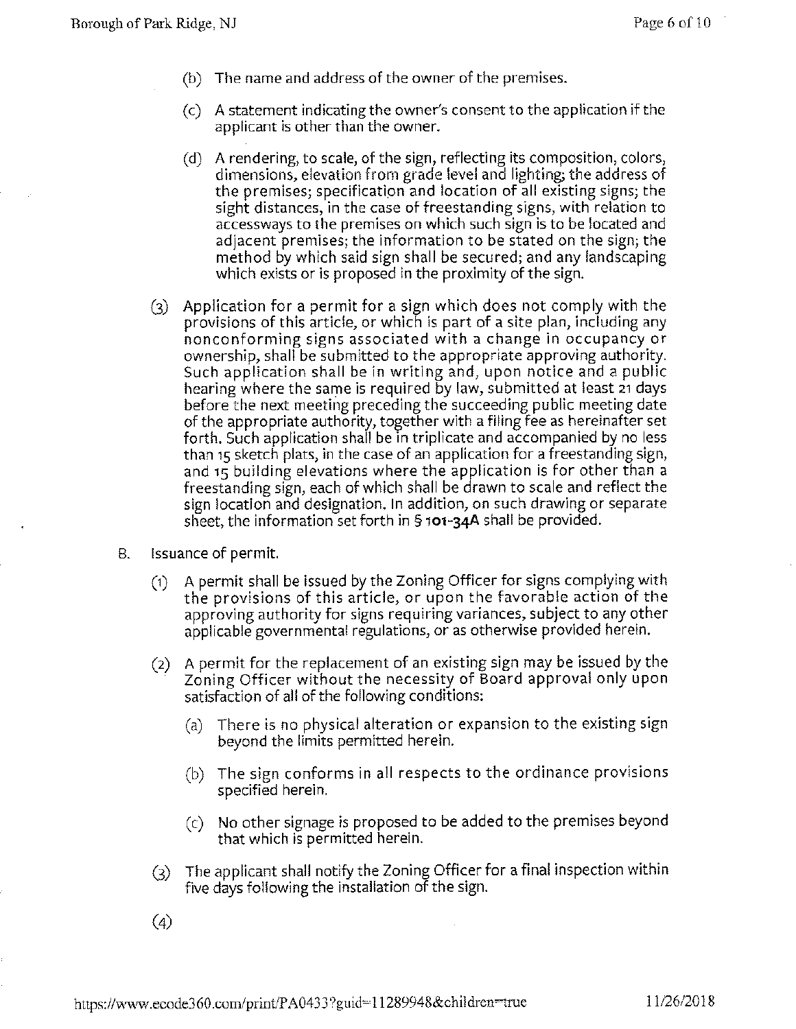(b) The name and address of the owner of the premises.

(c) A statement indicating the owner's consent to the application if the applicant is other than the owner.

(d) A rendering, to scale, of the sign, reflecting its composition, colors, dimensions, elevation from grade level and lighting; the address of the premises; specification and location of all existing signs; the sight distances, in the case of freestanding signs, with relation to accessways to the premises on which such sign is to be located and adjacent premises; the information to be stated on the sign; the method by which said sign shall be secured; and any landscaping which exists or is proposed in the proximity of the sign.

(3) Application for a permit for a sign which does not comply with the provisions of this article, or which is part of a site plan, including any nonconforming signs associated with a change in occupancy or ownership, shall be submitted to the appropriate approving authority. Such application shall be in writing and, upon notice and a public hearing where the same is required by law, submitted at least 21 days before the next meeting preceding the succeeding public meeting date of the appropriate authority, together with a filing fee as hereinafter set forth. Such application shall be in triplicate and accompanied by no less than 15 sketch plats, in the case of an application for a freestanding sign, and 15 building elevations where the application is for other than a freestanding sign, each of which shall be drawn to scale and reflect the sign location and designation. In addition, on such drawing or separate sheet, the information set forth in § **101-34A** shall be provided.

B. Issuance of permit.

(1) A permit shall be issued by the Zoning Officer for signs complying with the provisions of this article, or upon the favorable action of the approving authority for signs requiring variances, subject to any other applicable governmental regulations, or as otherwise provided herein.

(2) A permit for the replacement of an existing sign may be issued by the Zoning Officer without the necessity of Board approval only upon satisfaction of all of the following conditions:

(a) There is no physical alteration or expansion to the existing sign beyond the limits permitted herein.

(b) The sign conforms in all respects to the ordinance provisions specified herein.

(c) No other signage is proposed to be added to the premises beyond that which is permitted herein.

(3) The applicant shall notify the Zoning Officer for a final inspection within five days following the installation of the sign.

(4)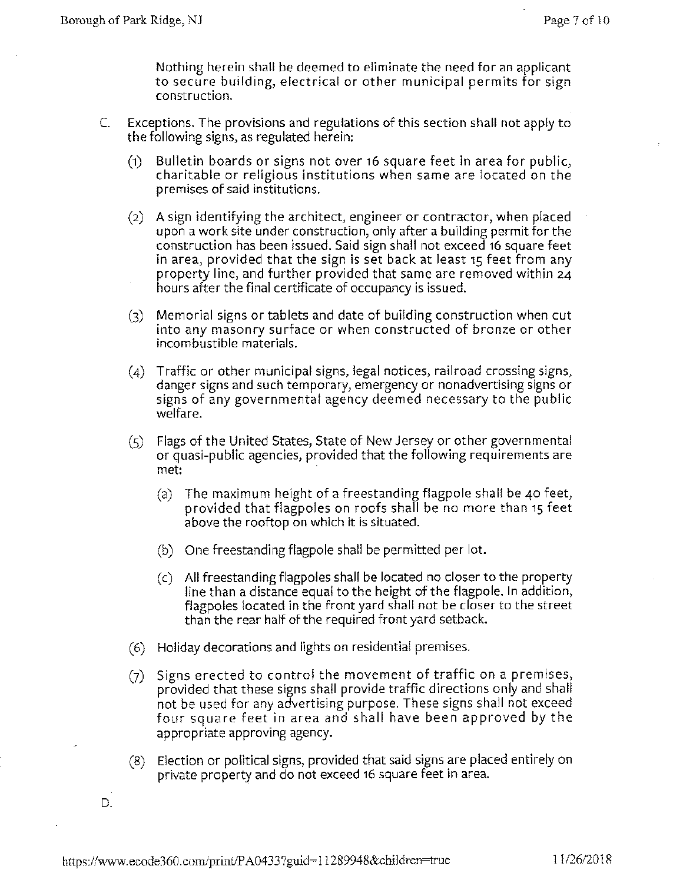Nothing herein shall be deemed to eliminate the need for an applicant to secure building, electrical or other municipal permits for sign construction.

C. Exceptions. The provisions and regulations of this section shall not apply to the following signs, as regulated herein:

(1) Bulletin boards or signs not over 16 square feet in area for public, charitable or religious institutions when same are located on the premises of said institutions.

(2) A sign identifying the architect, engineer or contractor, when placed upon a work site under construction, only after a building permit for the construction has been issued. Said sign shall not exceed 16 square feet in area, provided that the sign is set back at least 15 feet from any property line, and further provided that same are removed within 24 hours after the final certificate of occupancy is issued.

(3) Memorial signs or tablets and date of building construction when cut into any masonry surface or when constructed of bronze or other incombustible materials.

(4) Traffic or other municipal signs, legal notices, railroad crossing signs, danger signs and such temporary, emergency or nonadvertising signs or signs of any governmental agency deemed necessary to the public welfare.

(5) Flags of the United States, State of New Jersey or other governmental or quasi-public agencies, provided that the following requirements are met:

(a) The maximum height of a freestanding flagpole shall be 40 feet, provided that flagpoles on roofs shall be no more than 15 feet above the rooftop on which it is situated.

(b) One freestanding flagpole shall be permitted per lot.

(c) All freestanding flagpoles shall be located no closer to the property line than a distance equal to the height of the flagpole. In addition, flagpoles located in the front yard shall not be closer to the street than the rear half of the required front yard setback.

(6) Holiday decorations and lights on residential premises.

(7) Signs erected to control the movement of traffic on a premises, provided that these signs shall provide traffic directions only and shall not be used for any advertising purpose. These signs shall not exceed four square feet in area and shall have been approved by the appropriate approving agency.

(8) Election or political signs, provided that said signs are placed entirely on private property and do not exceed 16 square feet in area.

D.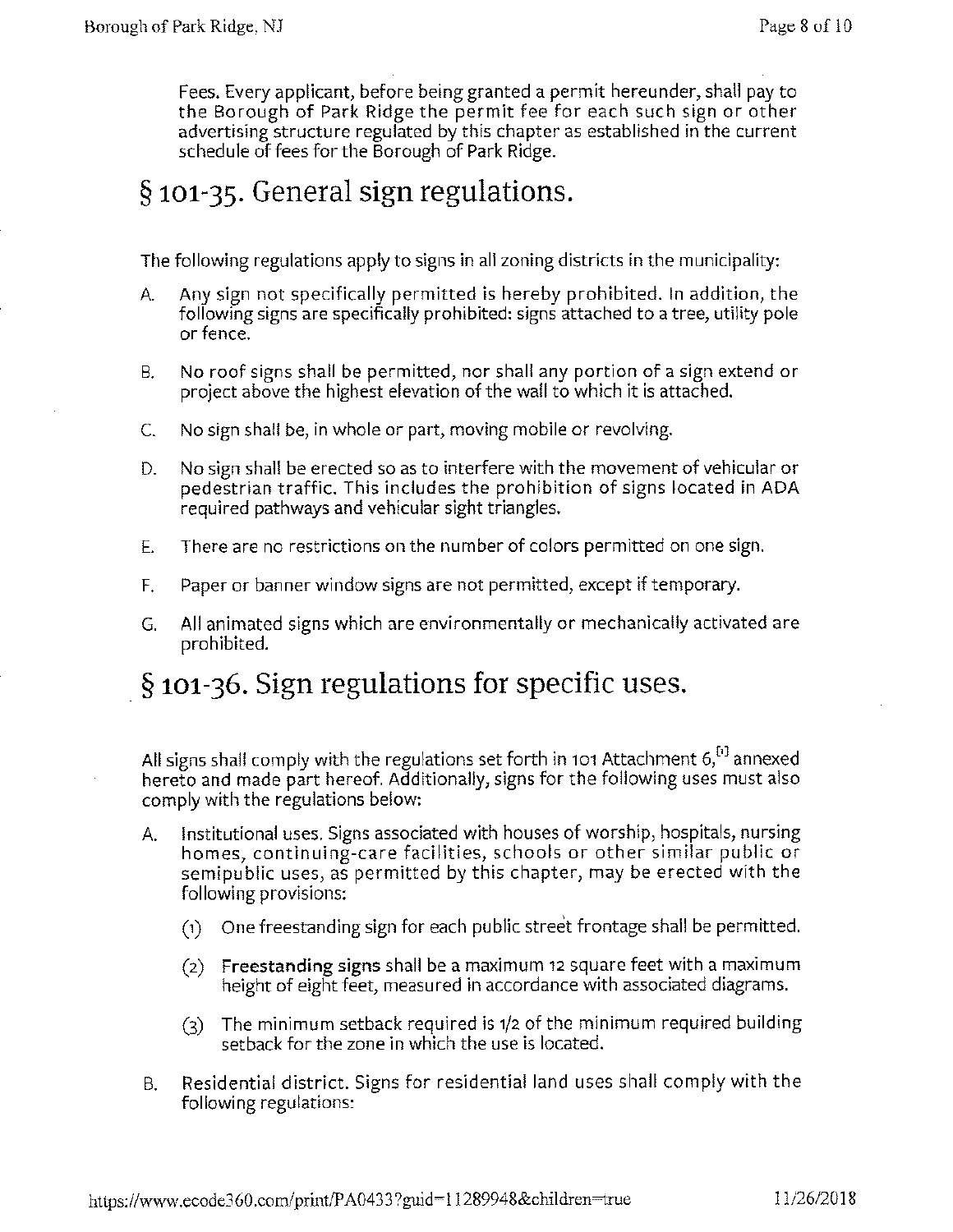Fees. Every applicant, before being granted a permit hereunder, shall pay to the Borough of Park Ridge the permit fee for each such sign or other advertising structure regulated by this chapter as established in the current schedule of fees for the Borough of Park Ridge.

# § 101-35. General sign regulations.

The following regulations apply to signs in all zoning districts in the municipality:

A. Any sign not specifically permitted is hereby prohibited. In addition, the following signs are specifically prohibited: signs attached to a tree, utility pole or fence.

B. No roof signs shall be permitted, nor shall any portion of a sign extend or project above the highest elevation of the wall to which it is attached.

C. No sign shall be, in whole or part, moving mobile or revolving.

D. No sign shall be erected so as to interfere with the movement of vehicular or pedestrian traffic. This includes the prohibition of signs located in ADA required pathways and vehicular sight triangles.

E. There are no restrictions on the number of colors permitted on one sign.

F. Paper or banner window signs are not permitted, except if temporary.

G. All animated signs which are environmentally or mechanically activated are prohibited.

# § 101-36. Sign regulations for specific uses.

All signs shall comply with the regulations set forth in 101 Attachment 6,[1] annexed hereto and made part hereof. Additionally, signs for the following uses must also comply with the regulations below:

A. Institutional uses. Signs associated with houses of worship, hospitals, nursing homes, continuing-care facilities, schools or other similar public or semipublic uses, as permitted by this chapter, may be erected with the following provisions:

   (1) One freestanding sign for each public street frontage shall be permitted.

   (2) **Freestanding signs** shall be a maximum 12 square feet with a maximum height of eight feet, measured in accordance with associated diagrams.

   (3) The minimum setback required is 1/2 of the minimum required building setback for the zone in which the use is located.

B. Residential district. Signs for residential land uses shall comply with the following regulations: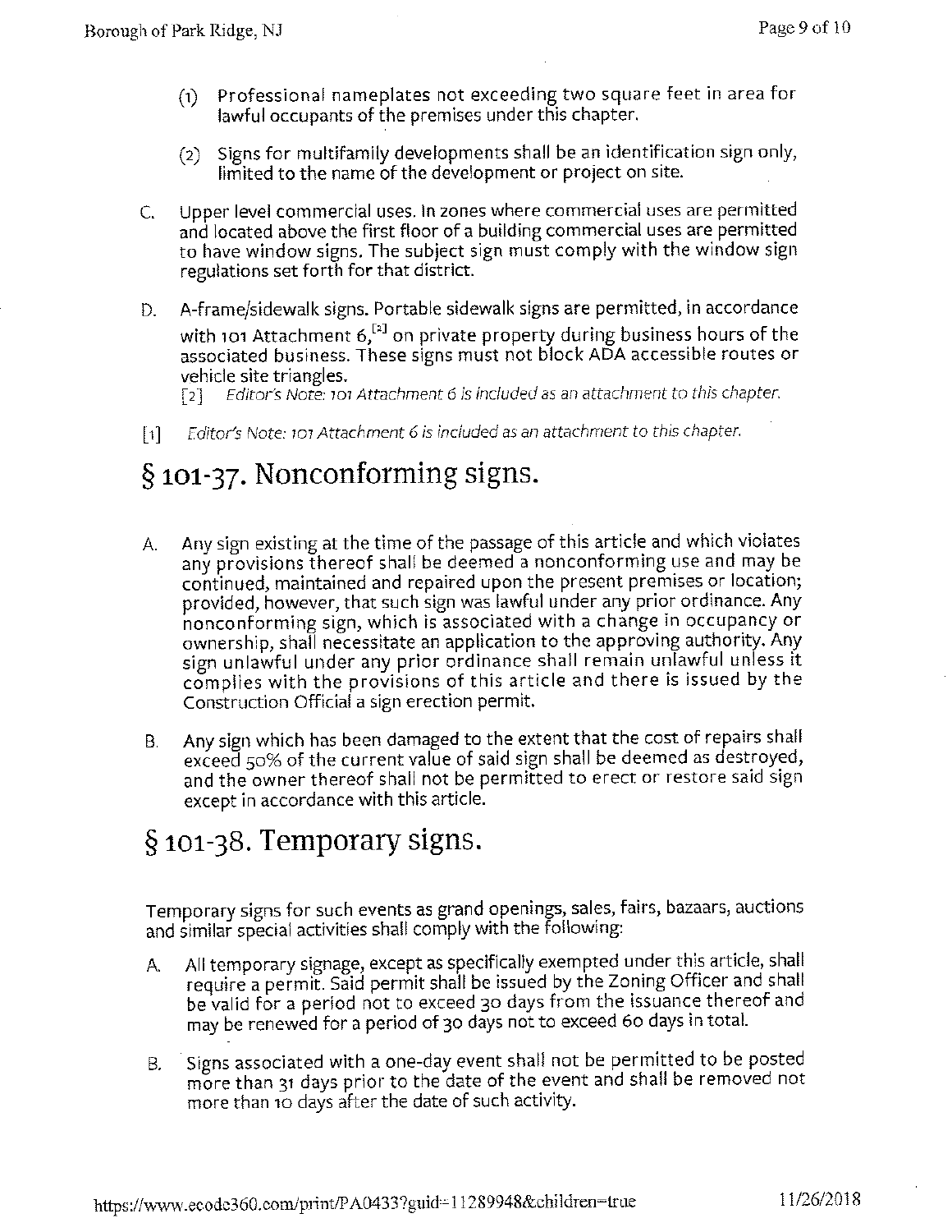(1) Professional nameplates not exceeding two square feet in area for lawful occupants of the premises under this chapter.

(2) Signs for multifamily developments shall be an identification sign only, limited to the name of the development or project on site.

C. Upper level commercial uses. In zones where commercial uses are permitted and located above the first floor of a building commercial uses are permitted to have window signs. The subject sign must comply with the window sign regulations set forth for that district.

D. A-frame/sidewalk signs. Portable sidewalk signs are permitted, in accordance with 101 Attachment 6,[2] on private property during business hours of the associated business. These signs must not block ADA accessible routes or vehicle site triangles.

[2] *Editor's Note: 101 Attachment 6 is included as an attachment to this chapter.*

[1] *Editor's Note: 101 Attachment 6 is included as an attachment to this chapter.*

# § 101-37. Nonconforming signs.

A. Any sign existing at the time of the passage of this article and which violates any provisions thereof shall be deemed a nonconforming use and may be continued, maintained and repaired upon the present premises or location; provided, however, that such sign was lawful under any prior ordinance. Any nonconforming sign, which is associated with a change in occupancy or ownership, shall necessitate an application to the approving authority. Any sign unlawful under any prior ordinance shall remain unlawful unless it complies with the provisions of this article and there is issued by the Construction Official a sign erection permit.

B. Any sign which has been damaged to the extent that the cost of repairs shall exceed 50% of the current value of said sign shall be deemed as destroyed, and the owner thereof shall not be permitted to erect or restore said sign except in accordance with this article.

# § 101-38. Temporary signs.

Temporary signs for such events as grand openings, sales, fairs, bazaars, auctions and similar special activities shall comply with the following:

A. All temporary signage, except as specifically exempted under this article, shall require a permit. Said permit shall be issued by the Zoning Officer and shall be valid for a period not to exceed 30 days from the issuance thereof and may be renewed for a period of 30 days not to exceed 60 days in total.

B. Signs associated with a one-day event shall not be permitted to be posted more than 31 days prior to the date of the event and shall be removed not more than 10 days after the date of such activity.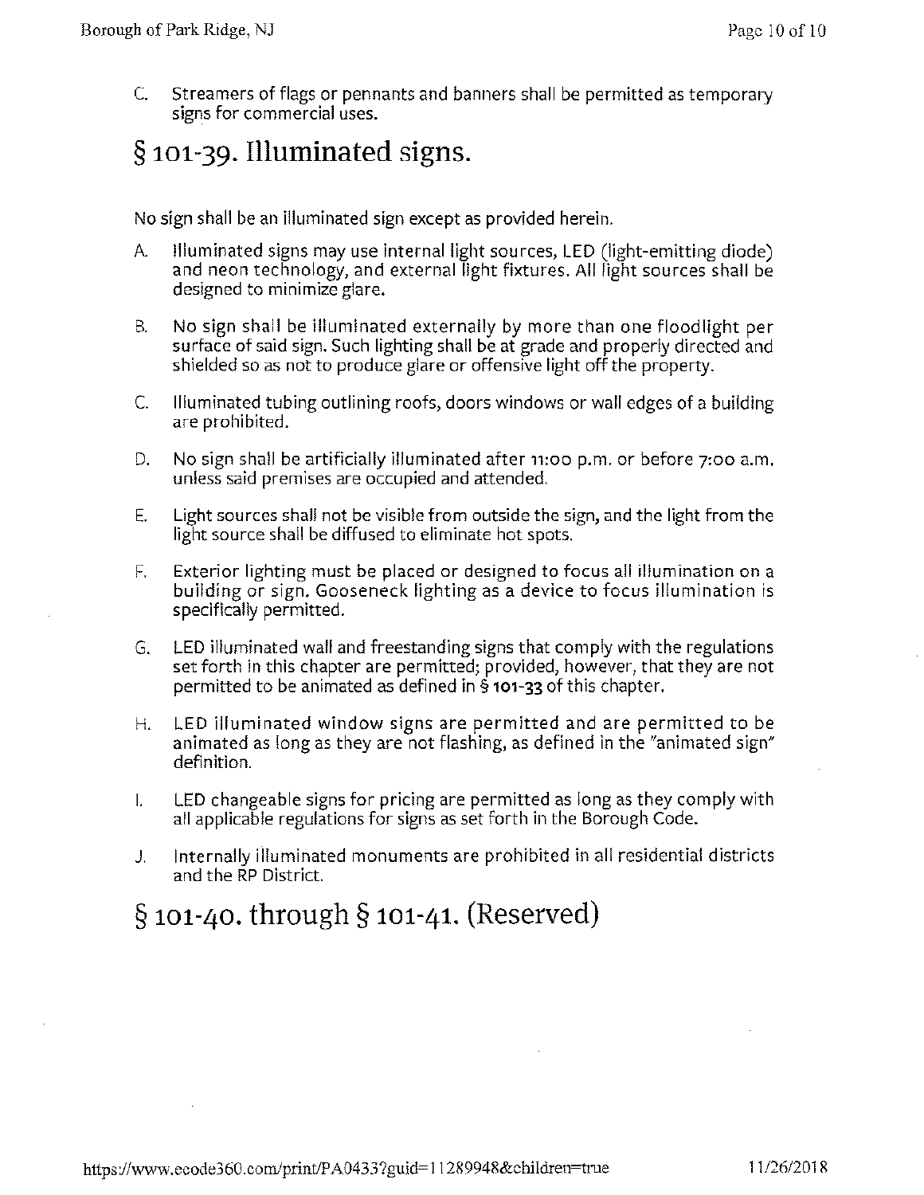C. Streamers of flags or pennants and banners shall be permitted as temporary signs for commercial uses.

# § 101-39. Illuminated signs.

No sign shall be an illuminated sign except as provided herein.

A. Illuminated signs may use internal light sources, LED (light-emitting diode) and neon technology, and external light fixtures. All light sources shall be designed to minimize glare.

B. No sign shall be illuminated externally by more than one floodlight per surface of said sign. Such lighting shall be at grade and properly directed and shielded so as not to produce glare or offensive light off the property.

C. Illuminated tubing outlining roofs, doors windows or wall edges of a building are prohibited.

D. No sign shall be artificially illuminated after 11:00 p.m. or before 7:00 a.m. unless said premises are occupied and attended.

E. Light sources shall not be visible from outside the sign, and the light from the light source shall be diffused to eliminate hot spots.

F. Exterior lighting must be placed or designed to focus all illumination on a building or sign. Gooseneck lighting as a device to focus illumination is specifically permitted.

G. LED illuminated wall and freestanding signs that comply with the regulations set forth in this chapter are permitted; provided, however, that they are not permitted to be animated as defined in § **101-33** of this chapter.

H. LED illuminated window signs are permitted and are permitted to be animated as long as they are not flashing, as defined in the "animated sign" definition.

I. LED changeable signs for pricing are permitted as long as they comply with all applicable regulations for signs as set forth in the Borough Code.

J. Internally illuminated monuments are prohibited in all residential districts and the RP District.

# § 101-40. through § 101-41. (Reserved)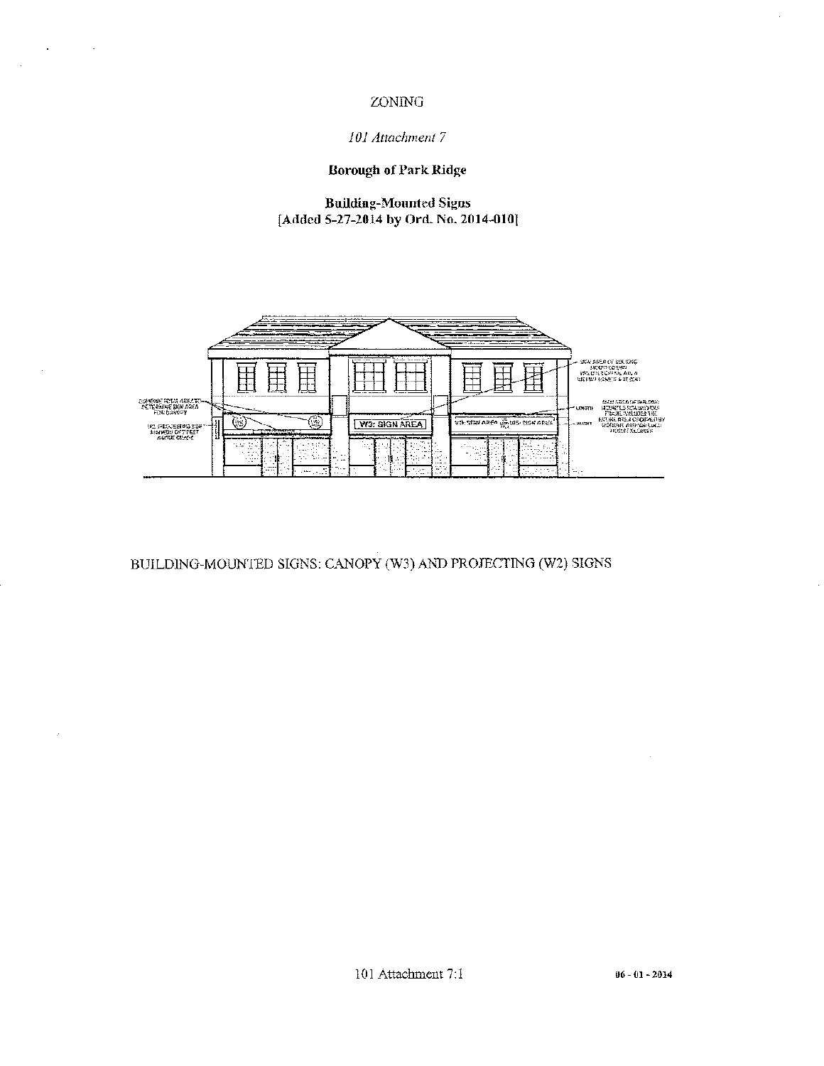ZONING

*101 Attachment 7*

**Borough of Park Ridge**

**Building-Mounted Signs**
**[Added 5-27-2014 by Ord. No. 2014-010]**

BUILDING-MOUNTED SIGNS: CANOPY (W3) AND PROJECTING (W2) SIGNS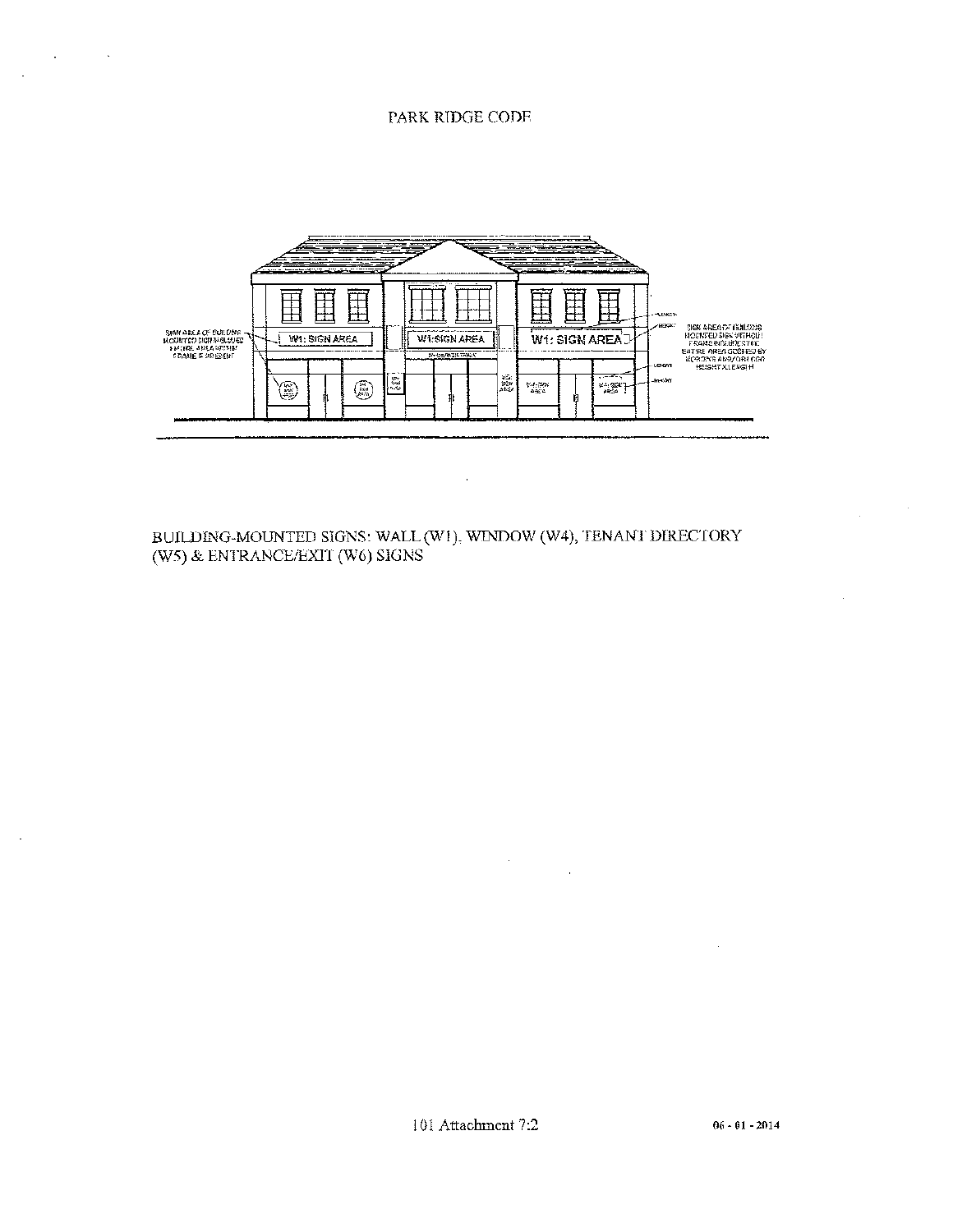BUILDING-MOUNTED SIGNS: WALL (W1), WINDOW (W4), TENANT DIRECTORY (W5) & ENTRANCE/EXIT (W6) SIGNS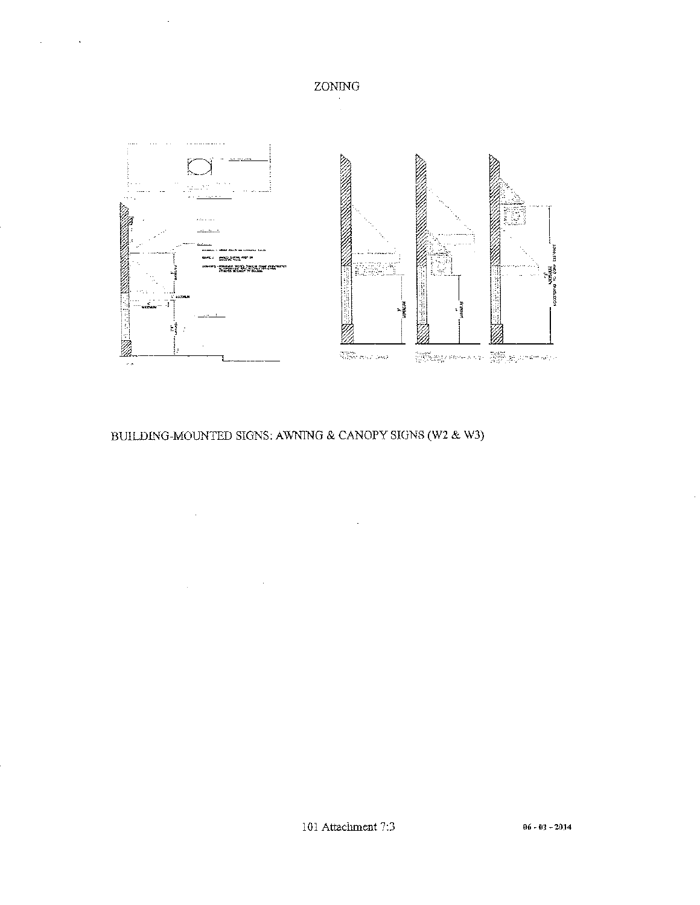# ZONING

BUILDING-MOUNTED SIGNS: AWNING & CANOPY SIGNS (W2 & W3)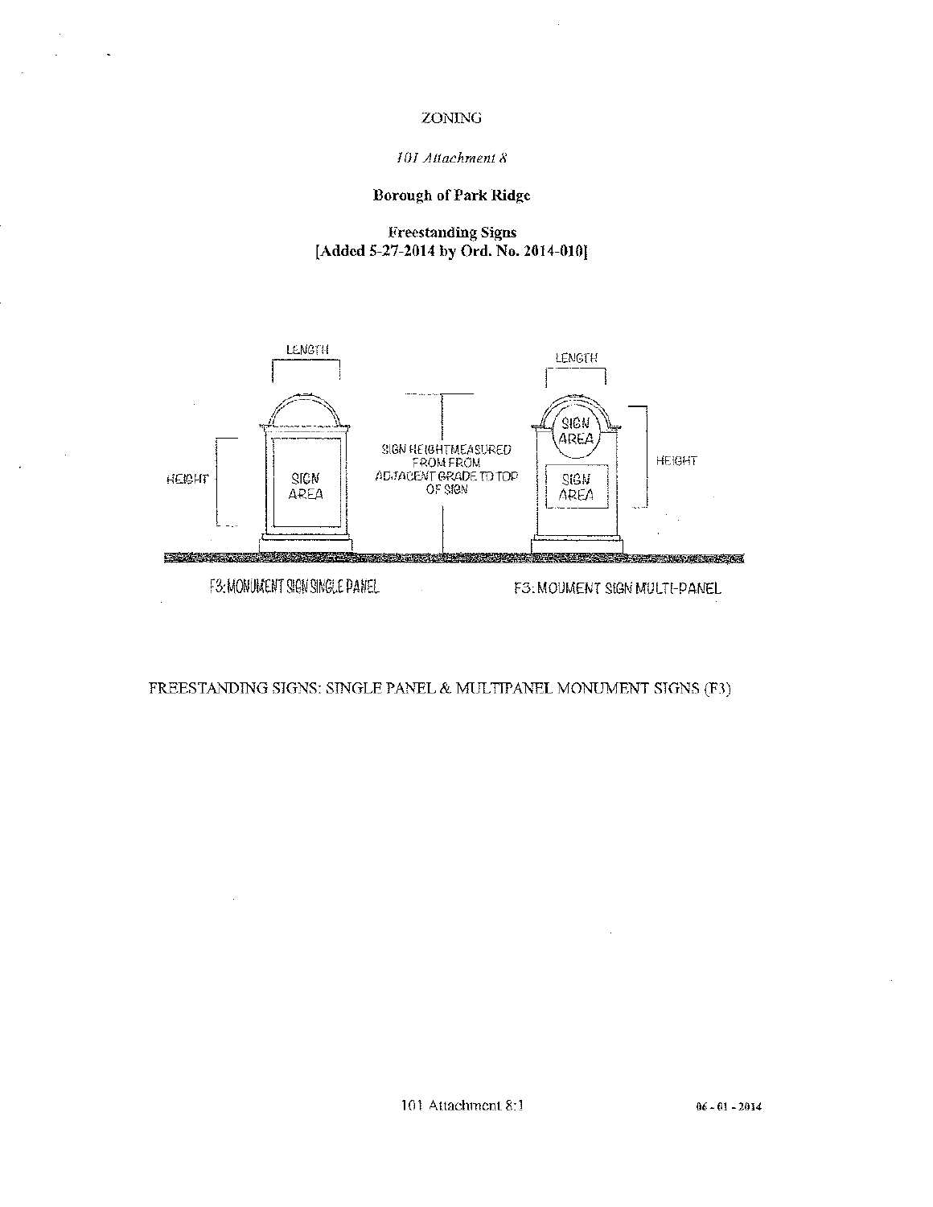ZONING

*101 Attachment 8*

**Borough of Park Ridge**

**Freestanding Signs**
**[Added 5-27-2014 by Ord. No. 2014-010]**

LENGTH

HEIGHT

SIGN AREA

SIGN HEIGHT MEASURED FROM FROM ADJACENT GRADE TO TOP OF SIGN

LENGTH

SIGN AREA

SIGN AREA

HEIGHT

F3: MONUMENT SIGN SINGLE PANEL

F3: MOUMENT SIGN MULTI-PANEL

FREESTANDING SIGNS: SINGLE PANEL & MULTIPANEL MONUMENT SIGNS (F3)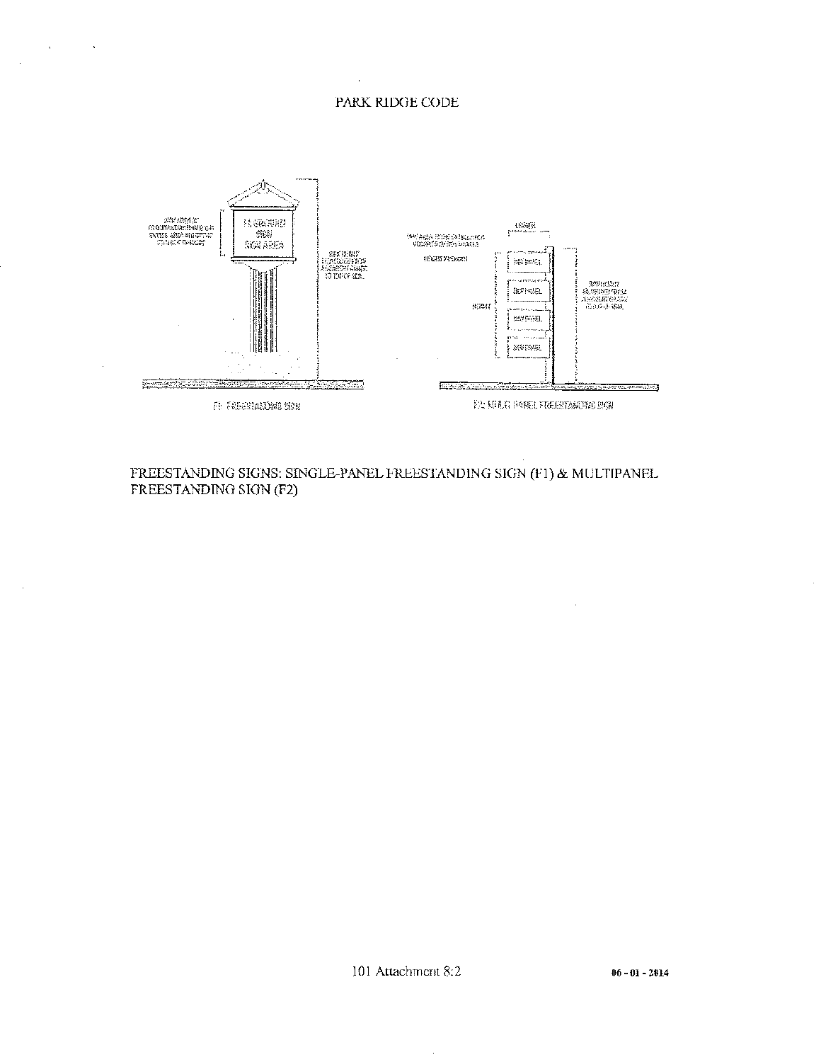FREESTANDING SIGNS: SINGLE-PANEL FREESTANDING SIGN (F1) & MULTIPANEL FREESTANDING SIGN (F2)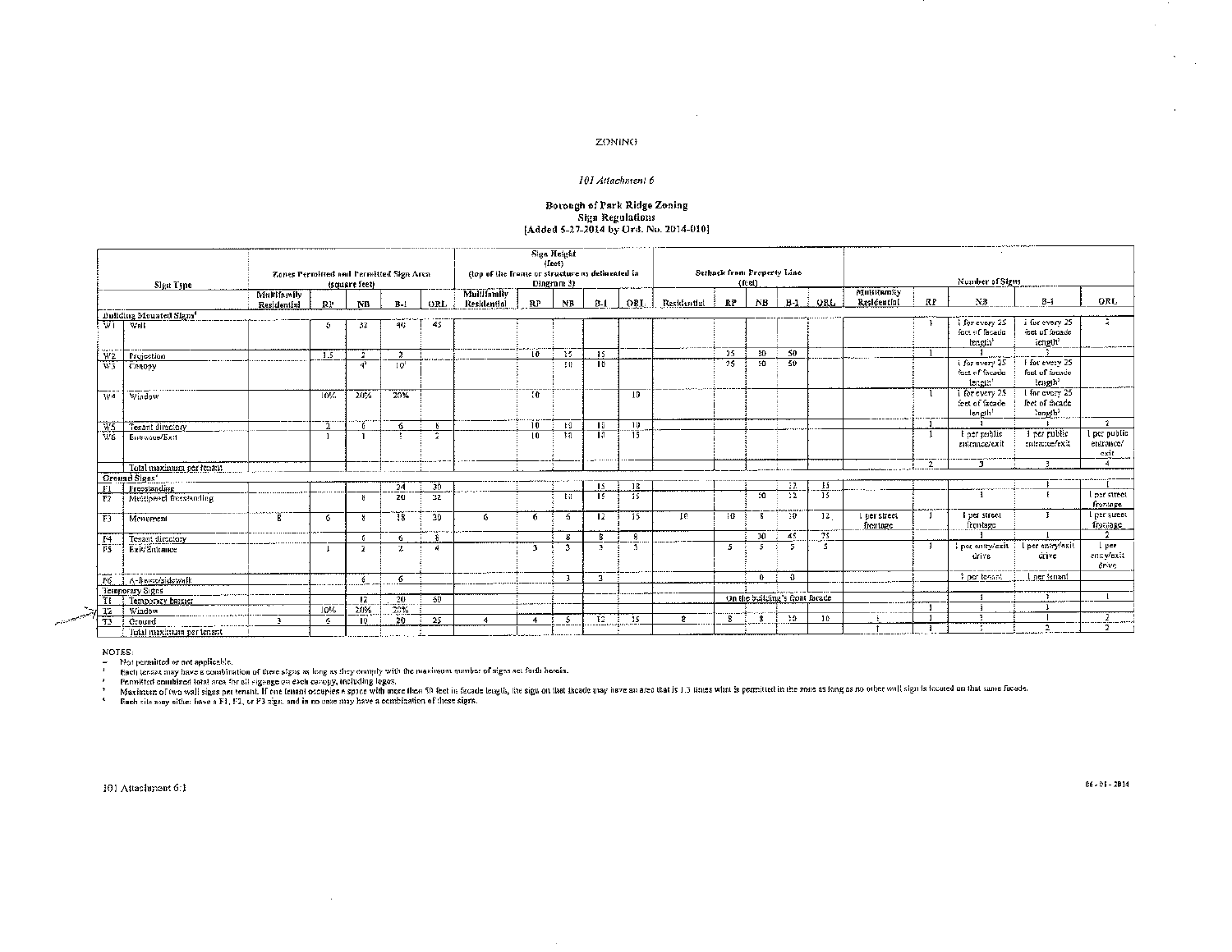## 101 Attachment 6

### Borough of Park Ridge Zoning
### Sign Regulations
### [Added 5-27-2014 by Ord. No. 2014-010]

| Sign Type | | Zones Permitted and Permitted Sign Area (square feet) | | | | | Sign Height (feet) (top of the frame or structure as delineated in Diagram 3) | | | | | Setback from Property Line (feet) | | | | | Number of Signs | | | | |
|---|---|---|---|---|---|---|---|---|---|---|---|---|---|---|---|---|---|---|---|---|---|
| | | Multifamily Residential | RP | NB | B-1 | ORL | Multifamily Residential | RP | NB | B-1 | ORL | Residential | RP | NB | B-1 | ORL | Multifamily Residential | RP | NB | B-1 | ORL |
| **Building Mounted Signs[1]** | | | | | | | | | | | | | | | | | | | | | |
| W1 | Wall | | 6 | 32 | 40 | 45 | | | | | | | | | | | | 1 | 1 for every 25 feet of facade length[3] | 1 for every 25 feet of facade length[3] | 2 |
| W2 | Projection | | 1.5 | 2 | 2 | | | 10 | 15 | 15 | | | 25 | 30 | 50 | | | 1 | 1 | 1 | |
| W3 | Canopy | | | 4[2] | 10[2] | | | | 10 | 10 | | | 25 | 30 | 50 | | | | 1 for every 25 feet of facade length[3] | 1 for every 25 feet of facade length[3] | |
| W4 | Window | | 10% | 20% | 20% | | | 10 | | | 10 | | | | | | | 1 | 1 for every 25 feet of facade length[3] | 1 for every 25 feet of facade length[3] | |
| W5 | Tenant directory | | 2 | 6 | 6 | 6 | | 10 | 10 | 10 | 10 | | | | | | | 1 | 1 | 1 | 2 |
| W6 | Entrance/Exit | | 1 | 1 | 1 | 2 | | 10 | 10 | 10 | 15 | | | | | | | 1 | 1 per public entrance/exit | 1 per public entrance/exit | 1 per public entrance/exit |
| | Total maximum per tenant | | | | | | | | | | | | | | | | | 2 | 3 | 3 | 4 |
| **Ground Signs[4]** | | | | | | | | | | | | | | | | | | | | | |
| F1 | Freestanding | | | | 24 | 30 | | | | 15 | 18 | | | | 12 | 15 | | | | 1 | 1 |
| F2 | Multipanel freestanding | | | 8 | 20 | 32 | | | 10 | 15 | 15 | | | 10 | 12 | 15 | | | 1 | 1 | 1 per street frontage |
| F3 | Monument | 8 | 6 | 8 | 18 | 30 | 6 | 6 | 6 | 12 | 15 | 10 | 10 | 8 | 10 | 12 | 1 per street frontage | 1 | 1 per street frontage | 1 | 1 per street frontage |
| F4 | Tenant directory | | | 6 | 6 | 8 | | | 8 | 8 | 8 | | | 30 | 45 | 25 | | | 1 | 1 | 2 |
| F5 | Exit/Entrance | | 1 | 2 | 2 | 4 | | 3 | 3 | 3 | 3 | | 5 | 5 | 5 | 5 | | 1 | 1 per entry/exit drive | 1 per entry/exit drive | 1 per entry/exit drive |
| F6 | A-frame/sidewalk | | | 6 | 6 | | | | 3 | 3 | | | | 0 | 0 | | | | 1 per tenant | 1 per tenant | |
| **Temporary Signs** | | | | | | | | | | | | | | | | | | | | | |
| T1 | Temporary banner | | | 12 | 20 | 60 | | | | | | On the building's front facade | | | | | | | 1 | 1 | 1 |
| T2 | Window | | 10% | 20% | 20% | | | | | | | | | | | | | 1 | 1 | 1 | |
| T3 | Ground | 3 | 6 | 10 | 20 | 25 | 4 | 4 | 5 | 12 | 15 | 8 | 8 | 8 | 10 | 10 | 1 | 1 | 1 | 1 | 2 |
| | Total maximum per tenant | | | | | | | | | | | | | | | | 1 | 1 | 2 | 2 | 2 |

NOTES:

— Not permitted or not applicable.

[1] Each tenant may have a combination of these signs as long as they comply with the maximum number of signs set forth herein.

[2] Permitted combined total area for all signage on each canopy, including logos.

[3] Maximum of two wall signs per tenant. If one tenant occupies a space with more than 50 feet in facade length, the sign on that facade may have an area that is 1.5 times what is permitted in the zone as long as no other wall sign is located on that same facade.

[4] Each site may either have a F1, F2, or F3 sign, and in no case may have a combination of these signs.